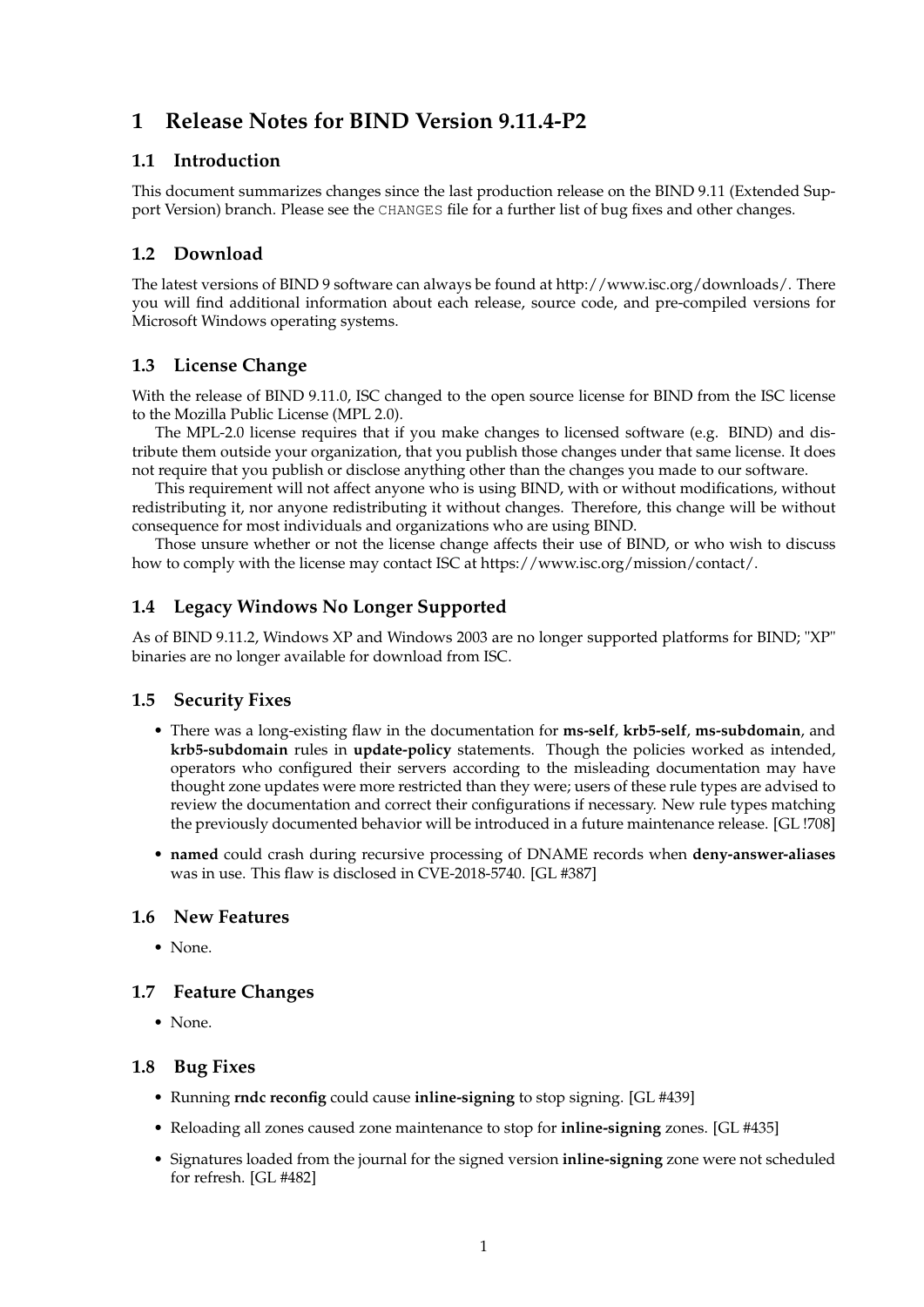# 1 Release Notes for BIND Version 9.11.4-P2

## 1.1 Introduction

This document summarizes changes since the last production release on the BIND 9.11 (Extended Support Version) branch. Please see the `CHANGES` file for a further list of bug fixes and other changes.

## 1.2 Download

The latest versions of BIND 9 software can always be found at http://www.isc.org/downloads/. There you will find additional information about each release, source code, and pre-compiled versions for Microsoft Windows operating systems.

## 1.3 License Change

With the release of BIND 9.11.0, ISC changed to the open source license for BIND from the ISC license to the Mozilla Public License (MPL 2.0).

The MPL-2.0 license requires that if you make changes to licensed software (e.g. BIND) and distribute them outside your organization, that you publish those changes under that same license. It does not require that you publish or disclose anything other than the changes you made to our software.

This requirement will not affect anyone who is using BIND, with or without modifications, without redistributing it, nor anyone redistributing it without changes. Therefore, this change will be without consequence for most individuals and organizations who are using BIND.

Those unsure whether or not the license change affects their use of BIND, or who wish to discuss how to comply with the license may contact ISC at https://www.isc.org/mission/contact/.

## 1.4 Legacy Windows No Longer Supported

As of BIND 9.11.2, Windows XP and Windows 2003 are no longer supported platforms for BIND; "XP" binaries are no longer available for download from ISC.

## 1.5 Security Fixes

- There was a long-existing flaw in the documentation for **ms-self**, **krb5-self**, **ms-subdomain**, and **krb5-subdomain** rules in **update-policy** statements. Though the policies worked as intended, operators who configured their servers according to the misleading documentation may have thought zone updates were more restricted than they were; users of these rule types are advised to review the documentation and correct their configurations if necessary. New rule types matching the previously documented behavior will be introduced in a future maintenance release. [GL !708]
- **named** could crash during recursive processing of DNAME records when **deny-answer-aliases** was in use. This flaw is disclosed in CVE-2018-5740. [GL #387]

## 1.6 New Features

- None.

## 1.7 Feature Changes

- None.

## 1.8 Bug Fixes

- Running **rndc reconfig** could cause **inline-signing** to stop signing. [GL #439]
- Reloading all zones caused zone maintenance to stop for **inline-signing** zones. [GL #435]
- Signatures loaded from the journal for the signed version **inline-signing** zone were not scheduled for refresh. [GL #482]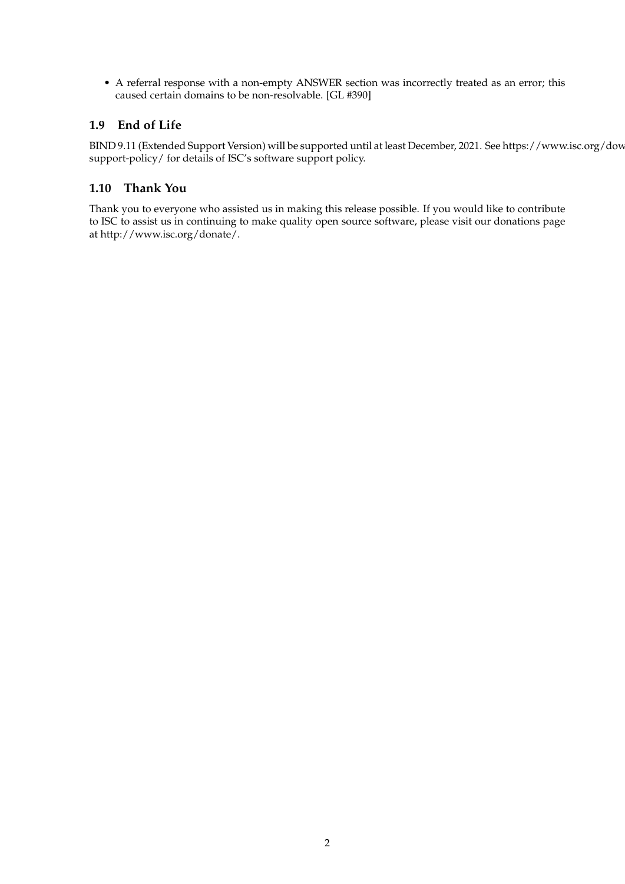- A referral response with a non-empty ANSWER section was incorrectly treated as an error; this caused certain domains to be non-resolvable. [GL #390]

## 1.9 End of Life

BIND 9.11 (Extended Support Version) will be supported until at least December, 2021. See https://www.isc.org/dow support-policy/ for details of ISC's software support policy.

## 1.10 Thank You

Thank you to everyone who assisted us in making this release possible. If you would like to contribute to ISC to assist us in continuing to make quality open source software, please visit our donations page at http://www.isc.org/donate/.